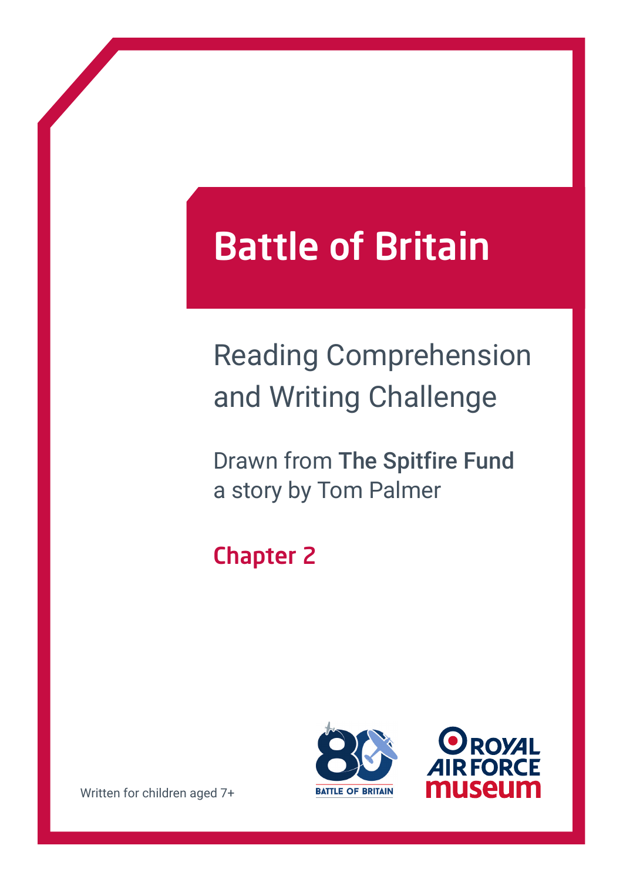# Battle of Britain

## Reading Comprehension and Writing Challenge

Drawn from **The Spitfire Fund**
a story by Tom Palmer

### Chapter 2

Written for children aged 7+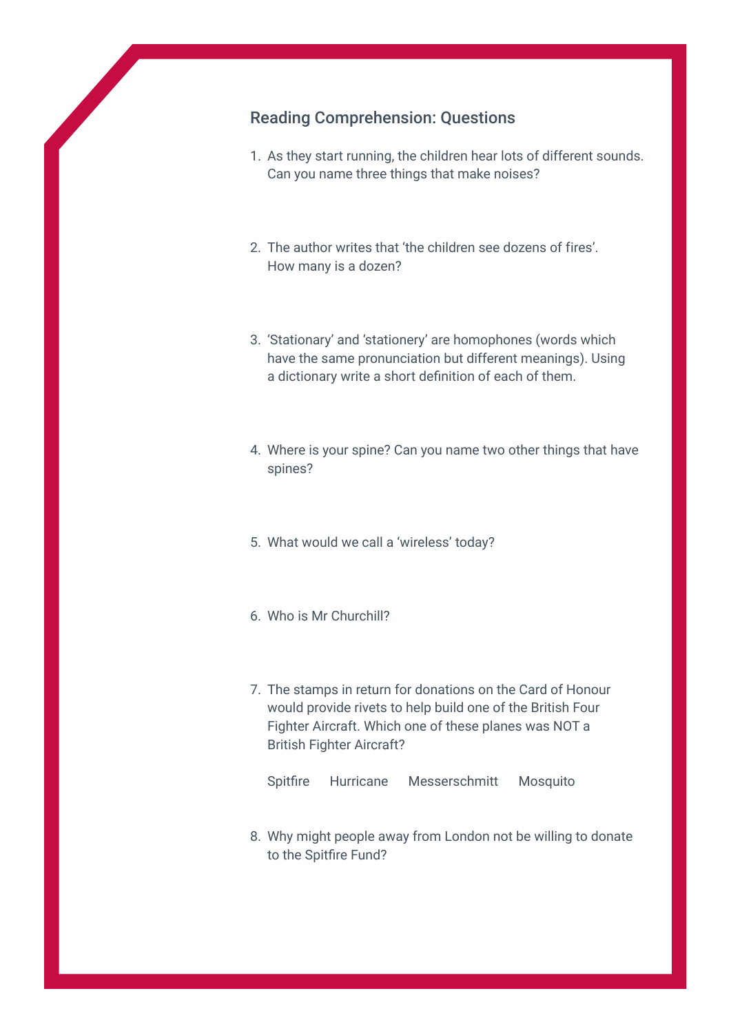## Reading Comprehension: Questions

1. As they start running, the children hear lots of different sounds. Can you name three things that make noises?

2. The author writes that ‘the children see dozens of fires’. How many is a dozen?

3. ‘Stationary’ and ‘stationery’ are homophones (words which have the same pronunciation but different meanings). Using a dictionary write a short definition of each of them.

4. Where is your spine? Can you name two other things that have spines?

5. What would we call a ‘wireless’ today?

6. Who is Mr Churchill?

7. The stamps in return for donations on the Card of Honour would provide rivets to help build one of the British Four Fighter Aircraft. Which one of these planes was NOT a British Fighter Aircraft?

   Spitfire    Hurricane    Messerschmitt    Mosquito

8. Why might people away from London not be willing to donate to the Spitfire Fund?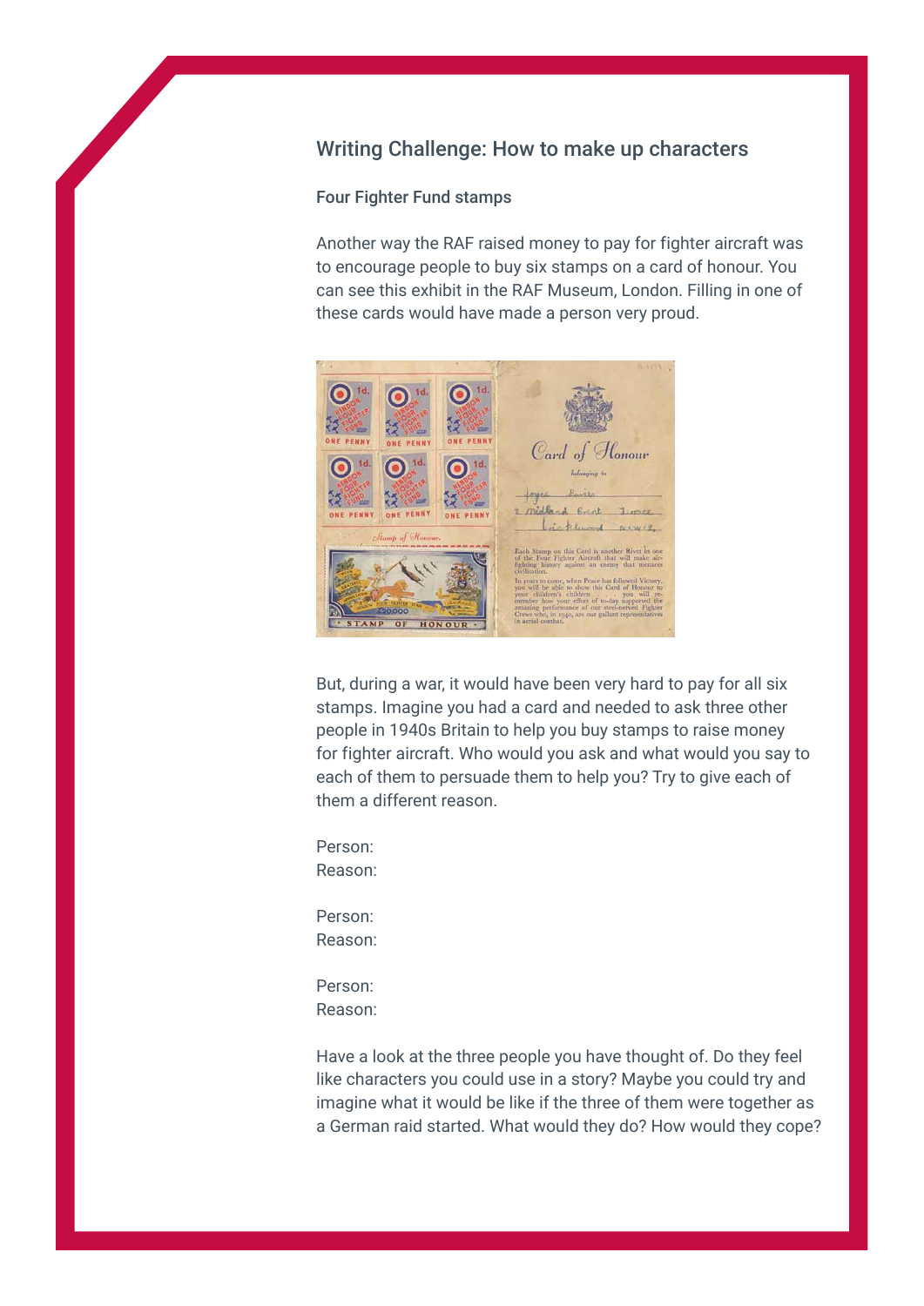## Writing Challenge: How to make up characters

### Four Fighter Fund stamps

Another way the RAF raised money to pay for fighter aircraft was to encourage people to buy six stamps on a card of honour. You can see this exhibit in the RAF Museum, London. Filling in one of these cards would have made a person very proud.

But, during a war, it would have been very hard to pay for all six stamps. Imagine you had a card and needed to ask three other people in 1940s Britain to help you buy stamps to raise money for fighter aircraft. Who would you ask and what would you say to each of them to persuade them to help you? Try to give each of them a different reason.

Person:
Reason:

Person:
Reason:

Person:
Reason:

Have a look at the three people you have thought of. Do they feel like characters you could use in a story? Maybe you could try and imagine what it would be like if the three of them were together as a German raid started. What would they do? How would they cope?